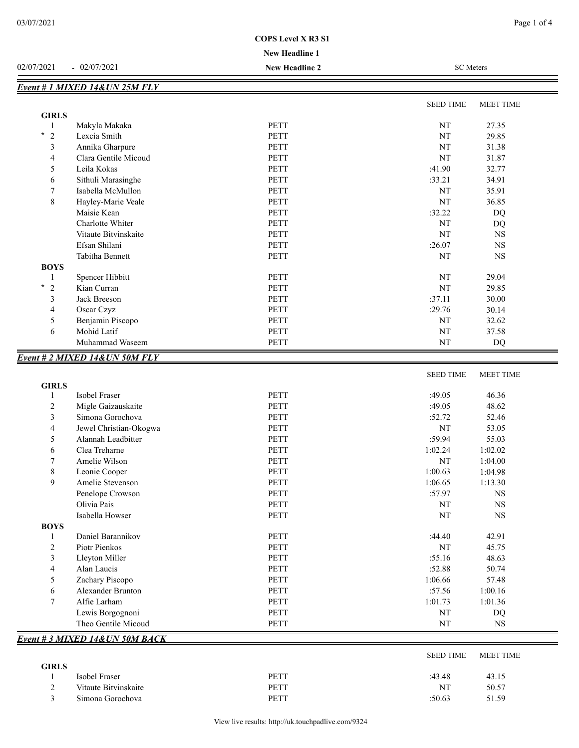**COPS Level X R3 S1**

**New Headline 1**

02/07/2021 - 02/07/2021 **New Headline 2** SC Meters

## Event # 1 MIXED 14&UN 25M FLY

| | | | SEED TIME | MEET TIME |
|---|---|---|---|---|
| **GIRLS** | | | | |
| 1 | Makyla Makaka | PETT | NT | 27.35 |
| * 2 | Lexcia Smith | PETT | NT | 29.85 |
| 3 | Annika Gharpure | PETT | NT | 31.38 |
| 4 | Clara Gentile Micoud | PETT | NT | 31.87 |
| 5 | Leila Kokas | PETT | :41.90 | 32.77 |
| 6 | Sithuli Marasinghe | PETT | :33.21 | 34.91 |
| 7 | Isabella McMullon | PETT | NT | 35.91 |
| 8 | Hayley-Marie Veale | PETT | NT | 36.85 |
| | Maisie Kean | PETT | :32.22 | DQ |
| | Charlotte Whiter | PETT | NT | DQ |
| | Vitaute Bitvinskaite | PETT | NT | NS |
| | Efsan Shilani | PETT | :26.07 | NS |
| | Tabitha Bennett | PETT | NT | NS |
| **BOYS** | | | | |
| 1 | Spencer Hibbitt | PETT | NT | 29.04 |
| * 2 | Kian Curran | PETT | NT | 29.85 |
| 3 | Jack Breeson | PETT | :37.11 | 30.00 |
| 4 | Oscar Czyz | PETT | :29.76 | 30.14 |
| 5 | Benjamin Piscopo | PETT | NT | 32.62 |
| 6 | Mohid Latif | PETT | NT | 37.58 |
| | Muhammad Waseem | PETT | NT | DQ |

## Event # 2 MIXED 14&UN 50M FLY

| | | | SEED TIME | MEET TIME |
|---|---|---|---|---|
| **GIRLS** | | | | |
| 1 | Isobel Fraser | PETT | :49.05 | 46.36 |
| 2 | Migle Gaizauskaite | PETT | :49.05 | 48.62 |
| 3 | Simona Gorochova | PETT | :52.72 | 52.46 |
| 4 | Jewel Christian-Okogwa | PETT | NT | 53.05 |
| 5 | Alannah Leadbitter | PETT | :59.94 | 55.03 |
| 6 | Clea Treharne | PETT | 1:02.24 | 1:02.02 |
| 7 | Amelie Wilson | PETT | NT | 1:04.00 |
| 8 | Leonie Cooper | PETT | 1:00.63 | 1:04.98 |
| 9 | Amelie Stevenson | PETT | 1:06.65 | 1:13.30 |
| | Penelope Crowson | PETT | :57.97 | NS |
| | Olivia Pais | PETT | NT | NS |
| | Isabella Howser | PETT | NT | NS |
| **BOYS** | | | | |
| 1 | Daniel Barannikov | PETT | :44.40 | 42.91 |
| 2 | Piotr Pienkos | PETT | NT | 45.75 |
| 3 | Lleyton Miller | PETT | :55.16 | 48.63 |
| 4 | Alan Laucis | PETT | :52.88 | 50.74 |
| 5 | Zachary Piscopo | PETT | 1:06.66 | 57.48 |
| 6 | Alexander Brunton | PETT | :57.56 | 1:00.16 |
| 7 | Alfie Larham | PETT | 1:01.73 | 1:01.36 |
| | Lewis Borgognoni | PETT | NT | DQ |
| | Theo Gentile Micoud | PETT | NT | NS |

## Event # 3 MIXED 14&UN 50M BACK

| | | | SEED TIME | MEET TIME |
|---|---|---|---|---|
| **GIRLS** | | | | |
| 1 | Isobel Fraser | PETT | :43.48 | 43.15 |
| 2 | Vitaute Bitvinskaite | PETT | NT | 50.57 |
| 3 | Simona Gorochova | PETT | :50.63 | 51.59 |

View live results: http://uk.touchpadlive.com/9324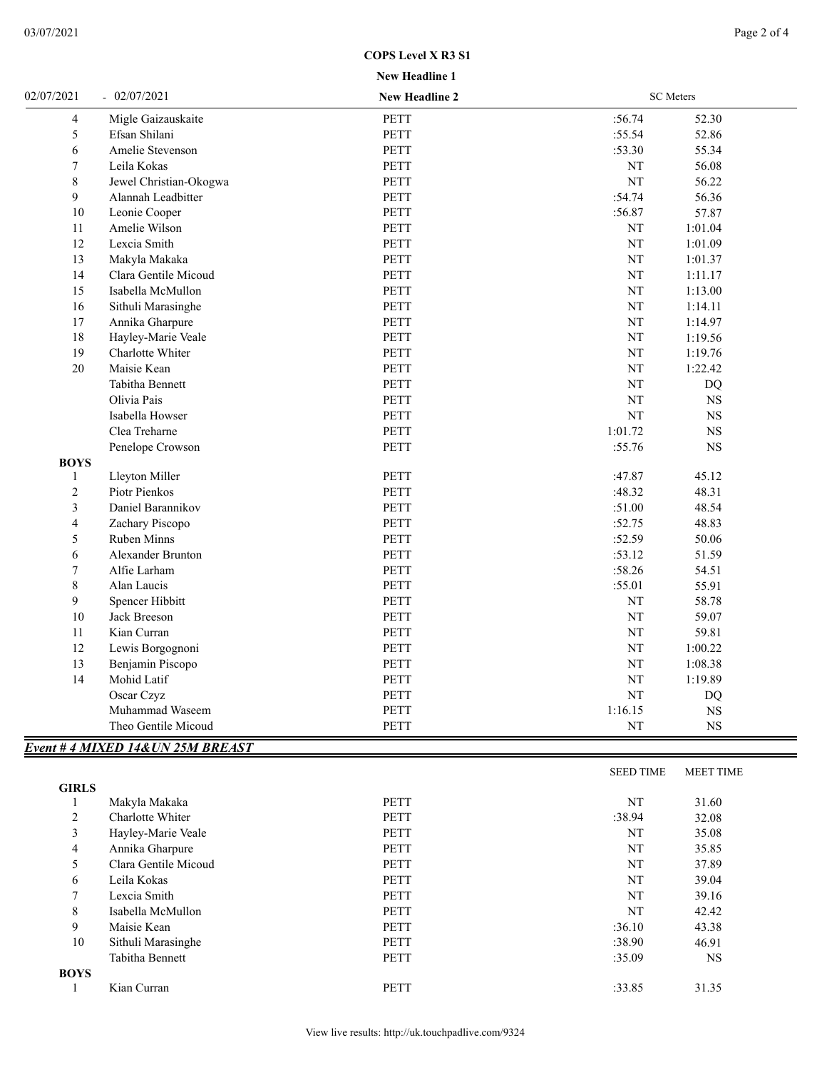**COPS Level X R3 S1**

**New Headline 1**

02/07/2021 - 02/07/2021 **New Headline 2** SC Meters

| | | | | |
|---|---|---|---|---|
| 4 | Migle Gaizauskaite | PETT | :56.74 | 52.30 |
| 5 | Efsan Shilani | PETT | :55.54 | 52.86 |
| 6 | Amelie Stevenson | PETT | :53.30 | 55.34 |
| 7 | Leila Kokas | PETT | NT | 56.08 |
| 8 | Jewel Christian-Okogwa | PETT | NT | 56.22 |
| 9 | Alannah Leadbitter | PETT | :54.74 | 56.36 |
| 10 | Leonie Cooper | PETT | :56.87 | 57.87 |
| 11 | Amelie Wilson | PETT | NT | 1:01.04 |
| 12 | Lexcia Smith | PETT | NT | 1:01.09 |
| 13 | Makyla Makaka | PETT | NT | 1:01.37 |
| 14 | Clara Gentile Micoud | PETT | NT | 1:11.17 |
| 15 | Isabella McMullon | PETT | NT | 1:13.00 |
| 16 | Sithuli Marasinghe | PETT | NT | 1:14.11 |
| 17 | Annika Gharpure | PETT | NT | 1:14.97 |
| 18 | Hayley-Marie Veale | PETT | NT | 1:19.56 |
| 19 | Charlotte Whiter | PETT | NT | 1:19.76 |
| 20 | Maisie Kean | PETT | NT | 1:22.42 |
| | Tabitha Bennett | PETT | NT | DQ |
| | Olivia Pais | PETT | NT | NS |
| | Isabella Howser | PETT | NT | NS |
| | Clea Treharne | PETT | 1:01.72 | NS |
| | Penelope Crowson | PETT | :55.76 | NS |
| **BOYS** | | | | |
| 1 | Lleyton Miller | PETT | :47.87 | 45.12 |
| 2 | Piotr Pienkos | PETT | :48.32 | 48.31 |
| 3 | Daniel Barannikov | PETT | :51.00 | 48.54 |
| 4 | Zachary Piscopo | PETT | :52.75 | 48.83 |
| 5 | Ruben Minns | PETT | :52.59 | 50.06 |
| 6 | Alexander Brunton | PETT | :53.12 | 51.59 |
| 7 | Alfie Larham | PETT | :58.26 | 54.51 |
| 8 | Alan Laucis | PETT | :55.01 | 55.91 |
| 9 | Spencer Hibbitt | PETT | NT | 58.78 |
| 10 | Jack Breeson | PETT | NT | 59.07 |
| 11 | Kian Curran | PETT | NT | 59.81 |
| 12 | Lewis Borgognoni | PETT | NT | 1:00.22 |
| 13 | Benjamin Piscopo | PETT | NT | 1:08.38 |
| 14 | Mohid Latif | PETT | NT | 1:19.89 |
| | Oscar Czyz | PETT | NT | DQ |
| | Muhammad Waseem | PETT | 1:16.15 | NS |
| | Theo Gentile Micoud | PETT | NT | NS |

***Event # 4 MIXED 14&UN 25M BREAST***

| | | | SEED TIME | MEET TIME |
|---|---|---|---|---|
| **GIRLS** | | | | |
| 1 | Makyla Makaka | PETT | NT | 31.60 |
| 2 | Charlotte Whiter | PETT | :38.94 | 32.08 |
| 3 | Hayley-Marie Veale | PETT | NT | 35.08 |
| 4 | Annika Gharpure | PETT | NT | 35.85 |
| 5 | Clara Gentile Micoud | PETT | NT | 37.89 |
| 6 | Leila Kokas | PETT | NT | 39.04 |
| 7 | Lexcia Smith | PETT | NT | 39.16 |
| 8 | Isabella McMullon | PETT | NT | 42.42 |
| 9 | Maisie Kean | PETT | :36.10 | 43.38 |
| 10 | Sithuli Marasinghe | PETT | :38.90 | 46.91 |
| | Tabitha Bennett | PETT | :35.09 | NS |
| **BOYS** | | | | |
| 1 | Kian Curran | PETT | :33.85 | 31.35 |

View live results: http://uk.touchpadlive.com/9324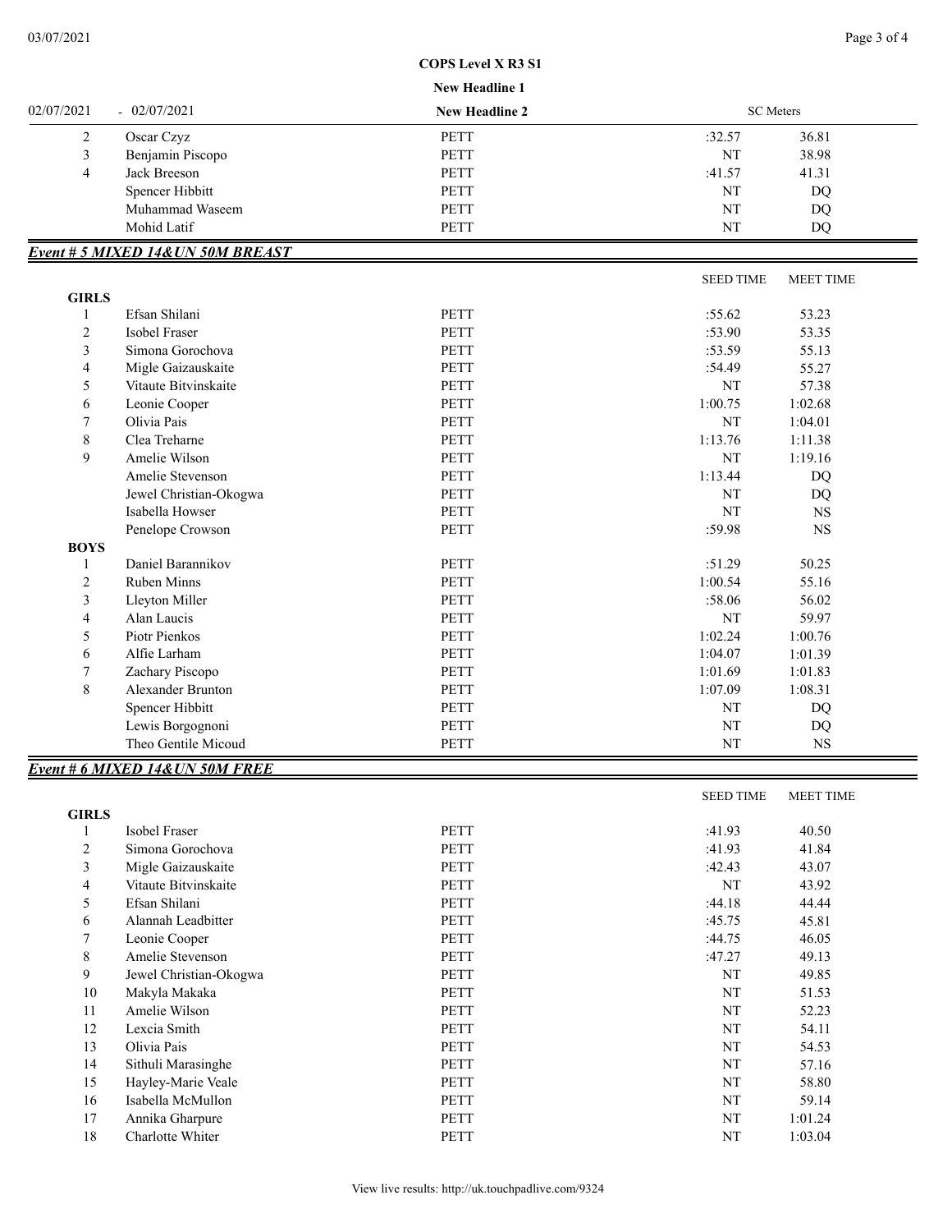COPS Level X R3 S1

New Headline 1

| 02/07/2021 - 02/07/2021 | | New Headline 2 | SC Meters | |
|---|---|---|---|---|
| 2 | Oscar Czyz | PETT | :32.57 | 36.81 |
| 3 | Benjamin Piscopo | PETT | NT | 38.98 |
| 4 | Jack Breeson | PETT | :41.57 | 41.31 |
| | Spencer Hibbitt | PETT | NT | DQ |
| | Muhammad Waseem | PETT | NT | DQ |
| | Mohid Latif | PETT | NT | DQ |

## Event # 5 MIXED 14&UN 50M BREAST

| | | | SEED TIME | MEET TIME |
|---|---|---|---|---|
| **GIRLS** | | | | |
| 1 | Efsan Shilani | PETT | :55.62 | 53.23 |
| 2 | Isobel Fraser | PETT | :53.90 | 53.35 |
| 3 | Simona Gorochova | PETT | :53.59 | 55.13 |
| 4 | Migle Gaizauskaite | PETT | :54.49 | 55.27 |
| 5 | Vitaute Bitvinskaite | PETT | NT | 57.38 |
| 6 | Leonie Cooper | PETT | 1:00.75 | 1:02.68 |
| 7 | Olivia Pais | PETT | NT | 1:04.01 |
| 8 | Clea Treharne | PETT | 1:13.76 | 1:11.38 |
| 9 | Amelie Wilson | PETT | NT | 1:19.16 |
| | Amelie Stevenson | PETT | 1:13.44 | DQ |
| | Jewel Christian-Okogwa | PETT | NT | DQ |
| | Isabella Howser | PETT | NT | NS |
| | Penelope Crowson | PETT | :59.98 | NS |
| **BOYS** | | | | |
| 1 | Daniel Barannikov | PETT | :51.29 | 50.25 |
| 2 | Ruben Minns | PETT | 1:00.54 | 55.16 |
| 3 | Lleyton Miller | PETT | :58.06 | 56.02 |
| 4 | Alan Laucis | PETT | NT | 59.97 |
| 5 | Piotr Pienkos | PETT | 1:02.24 | 1:00.76 |
| 6 | Alfie Larham | PETT | 1:04.07 | 1:01.39 |
| 7 | Zachary Piscopo | PETT | 1:01.69 | 1:01.83 |
| 8 | Alexander Brunton | PETT | 1:07.09 | 1:08.31 |
| | Spencer Hibbitt | PETT | NT | DQ |
| | Lewis Borgognoni | PETT | NT | DQ |
| | Theo Gentile Micoud | PETT | NT | NS |

## Event # 6 MIXED 14&UN 50M FREE

| | | | SEED TIME | MEET TIME |
|---|---|---|---|---|
| **GIRLS** | | | | |
| 1 | Isobel Fraser | PETT | :41.93 | 40.50 |
| 2 | Simona Gorochova | PETT | :41.93 | 41.84 |
| 3 | Migle Gaizauskaite | PETT | :42.43 | 43.07 |
| 4 | Vitaute Bitvinskaite | PETT | NT | 43.92 |
| 5 | Efsan Shilani | PETT | :44.18 | 44.44 |
| 6 | Alannah Leadbitter | PETT | :45.75 | 45.81 |
| 7 | Leonie Cooper | PETT | :44.75 | 46.05 |
| 8 | Amelie Stevenson | PETT | :47.27 | 49.13 |
| 9 | Jewel Christian-Okogwa | PETT | NT | 49.85 |
| 10 | Makyla Makaka | PETT | NT | 51.53 |
| 11 | Amelie Wilson | PETT | NT | 52.23 |
| 12 | Lexcia Smith | PETT | NT | 54.11 |
| 13 | Olivia Pais | PETT | NT | 54.53 |
| 14 | Sithuli Marasinghe | PETT | NT | 57.16 |
| 15 | Hayley-Marie Veale | PETT | NT | 58.80 |
| 16 | Isabella McMullon | PETT | NT | 59.14 |
| 17 | Annika Gharpure | PETT | NT | 1:01.24 |
| 18 | Charlotte Whiter | PETT | NT | 1:03.04 |

View live results: http://uk.touchpadlive.com/9324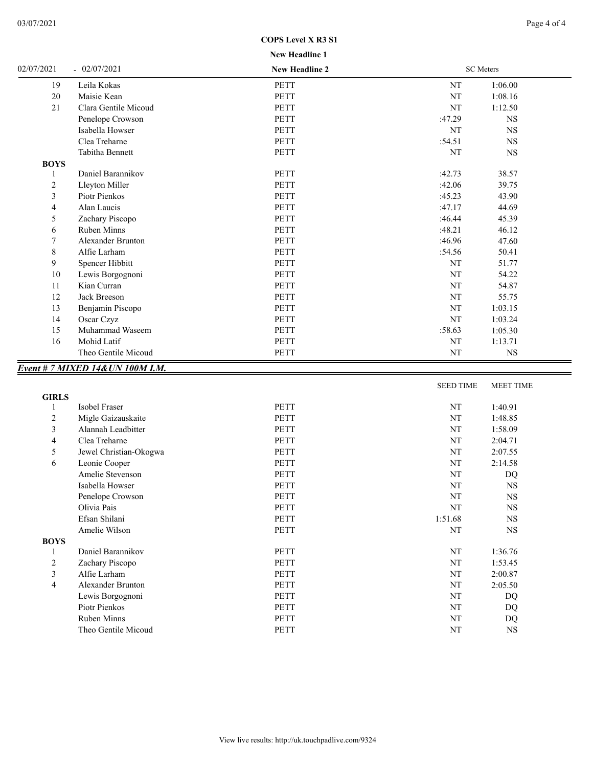**COPS Level X R3 S1**

**New Headline 1**

02/07/2021 - 02/07/2021 **New Headline 2** SC Meters

| | | | | |
|---|---|---|---|---|
| 19 | Leila Kokas | PETT | NT | 1:06.00 |
| 20 | Maisie Kean | PETT | NT | 1:08.16 |
| 21 | Clara Gentile Micoud | PETT | NT | 1:12.50 |
| | Penelope Crowson | PETT | :47.29 | NS |
| | Isabella Howser | PETT | NT | NS |
| | Clea Treharne | PETT | :54.51 | NS |
| | Tabitha Bennett | PETT | NT | NS |
| **BOYS** | | | | |
| 1 | Daniel Barannikov | PETT | :42.73 | 38.57 |
| 2 | Lleyton Miller | PETT | :42.06 | 39.75 |
| 3 | Piotr Pienkos | PETT | :45.23 | 43.90 |
| 4 | Alan Laucis | PETT | :47.17 | 44.69 |
| 5 | Zachary Piscopo | PETT | :46.44 | 45.39 |
| 6 | Ruben Minns | PETT | :48.21 | 46.12 |
| 7 | Alexander Brunton | PETT | :46.96 | 47.60 |
| 8 | Alfie Larham | PETT | :54.56 | 50.41 |
| 9 | Spencer Hibbitt | PETT | NT | 51.77 |
| 10 | Lewis Borgognoni | PETT | NT | 54.22 |
| 11 | Kian Curran | PETT | NT | 54.87 |
| 12 | Jack Breeson | PETT | NT | 55.75 |
| 13 | Benjamin Piscopo | PETT | NT | 1:03.15 |
| 14 | Oscar Czyz | PETT | NT | 1:03.24 |
| 15 | Muhammad Waseem | PETT | :58.63 | 1:05.30 |
| 16 | Mohid Latif | PETT | NT | 1:13.71 |
| | Theo Gentile Micoud | PETT | NT | NS |

***Event # 7 MIXED 14&UN 100M I.M.***

| | | | SEED TIME | MEET TIME |
|---|---|---|---|---|
| **GIRLS** | | | | |
| 1 | Isobel Fraser | PETT | NT | 1:40.91 |
| 2 | Migle Gaizauskaite | PETT | NT | 1:48.85 |
| 3 | Alannah Leadbitter | PETT | NT | 1:58.09 |
| 4 | Clea Treharne | PETT | NT | 2:04.71 |
| 5 | Jewel Christian-Okogwa | PETT | NT | 2:07.55 |
| 6 | Leonie Cooper | PETT | NT | 2:14.58 |
| | Amelie Stevenson | PETT | NT | DQ |
| | Isabella Howser | PETT | NT | NS |
| | Penelope Crowson | PETT | NT | NS |
| | Olivia Pais | PETT | NT | NS |
| | Efsan Shilani | PETT | 1:51.68 | NS |
| | Amelie Wilson | PETT | NT | NS |
| **BOYS** | | | | |
| 1 | Daniel Barannikov | PETT | NT | 1:36.76 |
| 2 | Zachary Piscopo | PETT | NT | 1:53.45 |
| 3 | Alfie Larham | PETT | NT | 2:00.87 |
| 4 | Alexander Brunton | PETT | NT | 2:05.50 |
| | Lewis Borgognoni | PETT | NT | DQ |
| | Piotr Pienkos | PETT | NT | DQ |
| | Ruben Minns | PETT | NT | DQ |
| | Theo Gentile Micoud | PETT | NT | NS |

View live results: http://uk.touchpadlive.com/9324